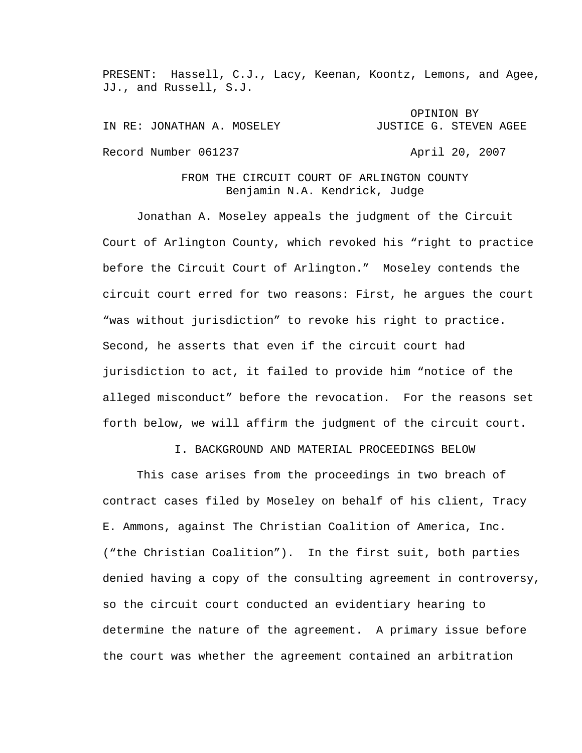PRESENT: Hassell, C.J., Lacy, Keenan, Koontz, Lemons, and Agee, JJ., and Russell, S.J.

IN RE: JONATHAN A. MOSELEY

OPINION BY JUSTICE G. STEVEN AGEE

Record Number 061237

April 20, 2007

FROM THE CIRCUIT COURT OF ARLINGTON COUNTY
Benjamin N.A. Kendrick, Judge

Jonathan A. Moseley appeals the judgment of the Circuit Court of Arlington County, which revoked his "right to practice before the Circuit Court of Arlington." Moseley contends the circuit court erred for two reasons: First, he argues the court "was without jurisdiction" to revoke his right to practice. Second, he asserts that even if the circuit court had jurisdiction to act, it failed to provide him "notice of the alleged misconduct" before the revocation. For the reasons set forth below, we will affirm the judgment of the circuit court.

## I. BACKGROUND AND MATERIAL PROCEEDINGS BELOW

This case arises from the proceedings in two breach of contract cases filed by Moseley on behalf of his client, Tracy E. Ammons, against The Christian Coalition of America, Inc. ("the Christian Coalition"). In the first suit, both parties denied having a copy of the consulting agreement in controversy, so the circuit court conducted an evidentiary hearing to determine the nature of the agreement. A primary issue before the court was whether the agreement contained an arbitration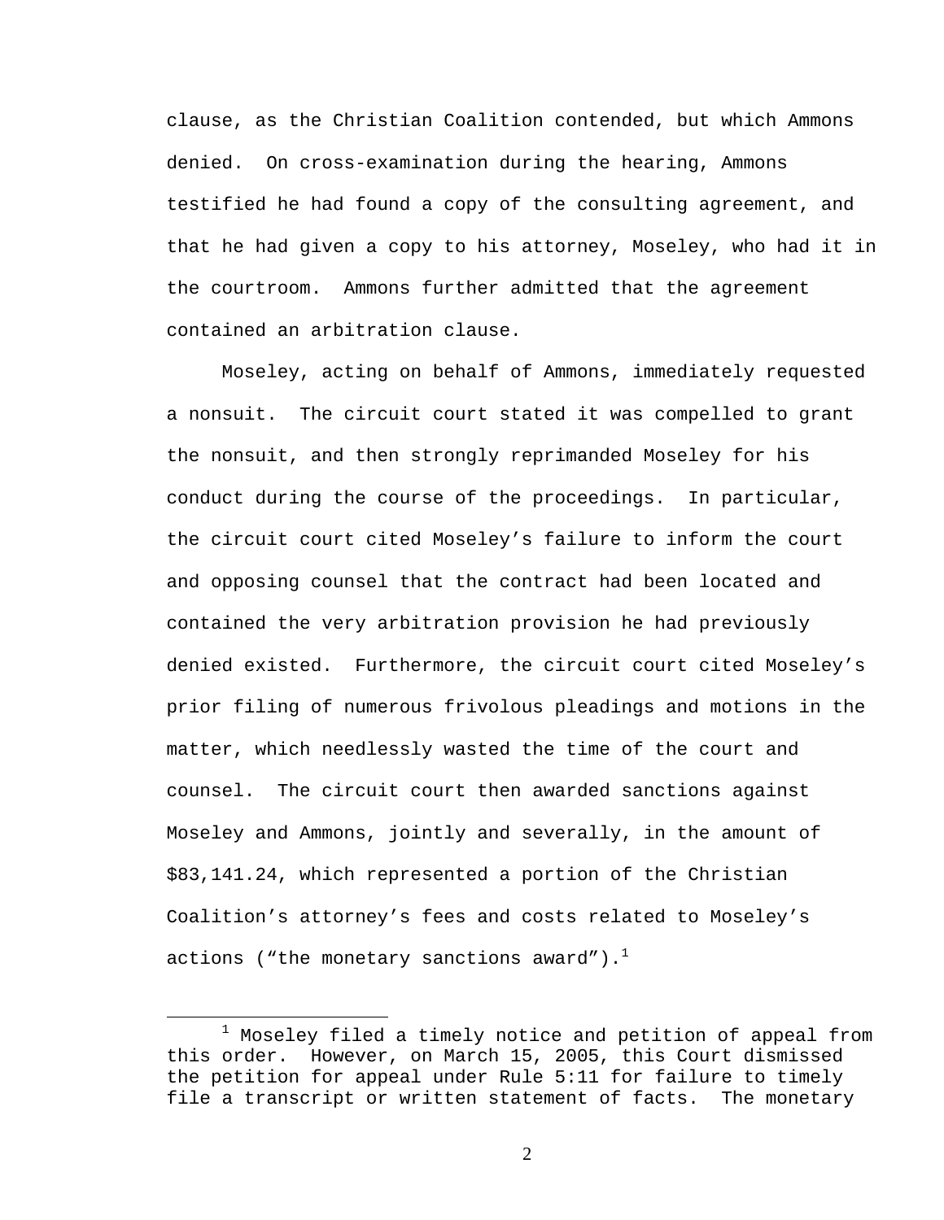clause, as the Christian Coalition contended, but which Ammons denied. On cross-examination during the hearing, Ammons testified he had found a copy of the consulting agreement, and that he had given a copy to his attorney, Moseley, who had it in the courtroom. Ammons further admitted that the agreement contained an arbitration clause.

Moseley, acting on behalf of Ammons, immediately requested a nonsuit. The circuit court stated it was compelled to grant the nonsuit, and then strongly reprimanded Moseley for his conduct during the course of the proceedings. In particular, the circuit court cited Moseley's failure to inform the court and opposing counsel that the contract had been located and contained the very arbitration provision he had previously denied existed. Furthermore, the circuit court cited Moseley's prior filing of numerous frivolous pleadings and motions in the matter, which needlessly wasted the time of the court and counsel. The circuit court then awarded sanctions against Moseley and Ammons, jointly and severally, in the amount of \$83,141.24, which represented a portion of the Christian Coalition's attorney's fees and costs related to Moseley's actions ("the monetary sanctions award").[1]

---

[1] Moseley filed a timely notice and petition of appeal from this order. However, on March 15, 2005, this Court dismissed the petition for appeal under Rule 5:11 for failure to timely file a transcript or written statement of facts. The monetary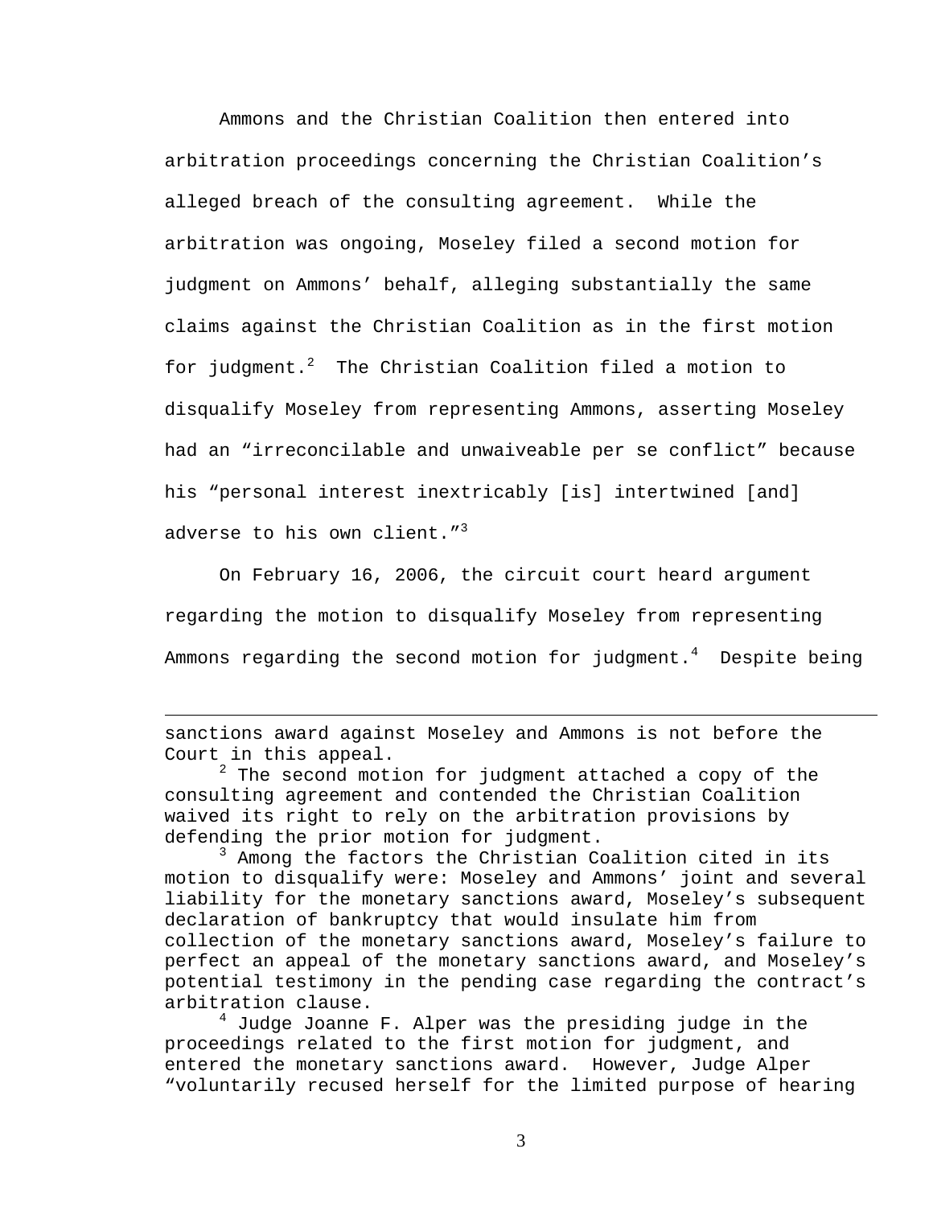Ammons and the Christian Coalition then entered into arbitration proceedings concerning the Christian Coalition's alleged breach of the consulting agreement. While the arbitration was ongoing, Moseley filed a second motion for judgment on Ammons' behalf, alleging substantially the same claims against the Christian Coalition as in the first motion for judgment.[2] The Christian Coalition filed a motion to disqualify Moseley from representing Ammons, asserting Moseley had an "irreconcilable and unwaiveable per se conflict" because his "personal interest inextricably [is] intertwined [and] adverse to his own client."[3]

On February 16, 2006, the circuit court heard argument regarding the motion to disqualify Moseley from representing Ammons regarding the second motion for judgment.[4] Despite being

---

sanctions award against Moseley and Ammons is not before the Court in this appeal.

[2] The second motion for judgment attached a copy of the consulting agreement and contended the Christian Coalition waived its right to rely on the arbitration provisions by defending the prior motion for judgment.

[3] Among the factors the Christian Coalition cited in its motion to disqualify were: Moseley and Ammons' joint and several liability for the monetary sanctions award, Moseley's subsequent declaration of bankruptcy that would insulate him from collection of the monetary sanctions award, Moseley's failure to perfect an appeal of the monetary sanctions award, and Moseley's potential testimony in the pending case regarding the contract's arbitration clause.

[4] Judge Joanne F. Alper was the presiding judge in the proceedings related to the first motion for judgment, and entered the monetary sanctions award. However, Judge Alper "voluntarily recused herself for the limited purpose of hearing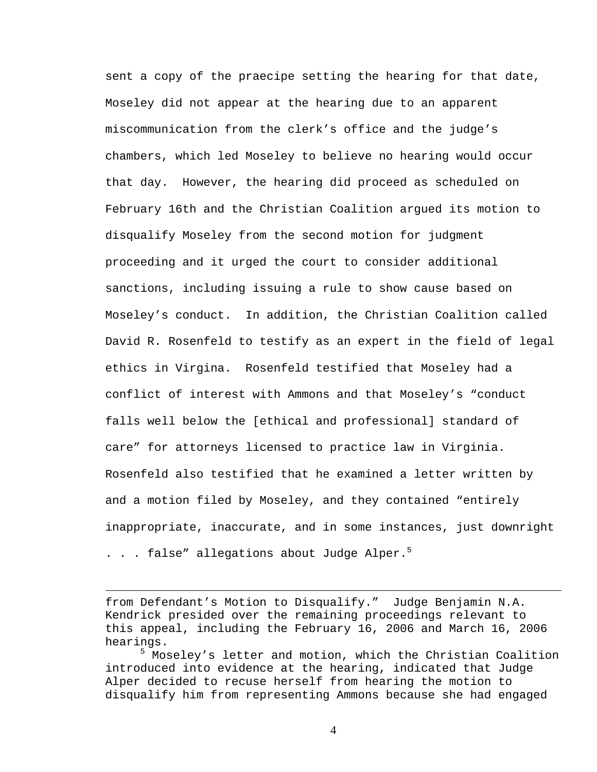sent a copy of the praecipe setting the hearing for that date, Moseley did not appear at the hearing due to an apparent miscommunication from the clerk's office and the judge's chambers, which led Moseley to believe no hearing would occur that day. However, the hearing did proceed as scheduled on February 16th and the Christian Coalition argued its motion to disqualify Moseley from the second motion for judgment proceeding and it urged the court to consider additional sanctions, including issuing a rule to show cause based on Moseley's conduct. In addition, the Christian Coalition called David R. Rosenfeld to testify as an expert in the field of legal ethics in Virgina. Rosenfeld testified that Moseley had a conflict of interest with Ammons and that Moseley's "conduct falls well below the [ethical and professional] standard of care" for attorneys licensed to practice law in Virginia. Rosenfeld also testified that he examined a letter written by and a motion filed by Moseley, and they contained "entirely inappropriate, inaccurate, and in some instances, just downright . . . false" allegations about Judge Alper.[5]

---

from Defendant's Motion to Disqualify." Judge Benjamin N.A. Kendrick presided over the remaining proceedings relevant to this appeal, including the February 16, 2006 and March 16, 2006 hearings.

[5] Moseley's letter and motion, which the Christian Coalition introduced into evidence at the hearing, indicated that Judge Alper decided to recuse herself from hearing the motion to disqualify him from representing Ammons because she had engaged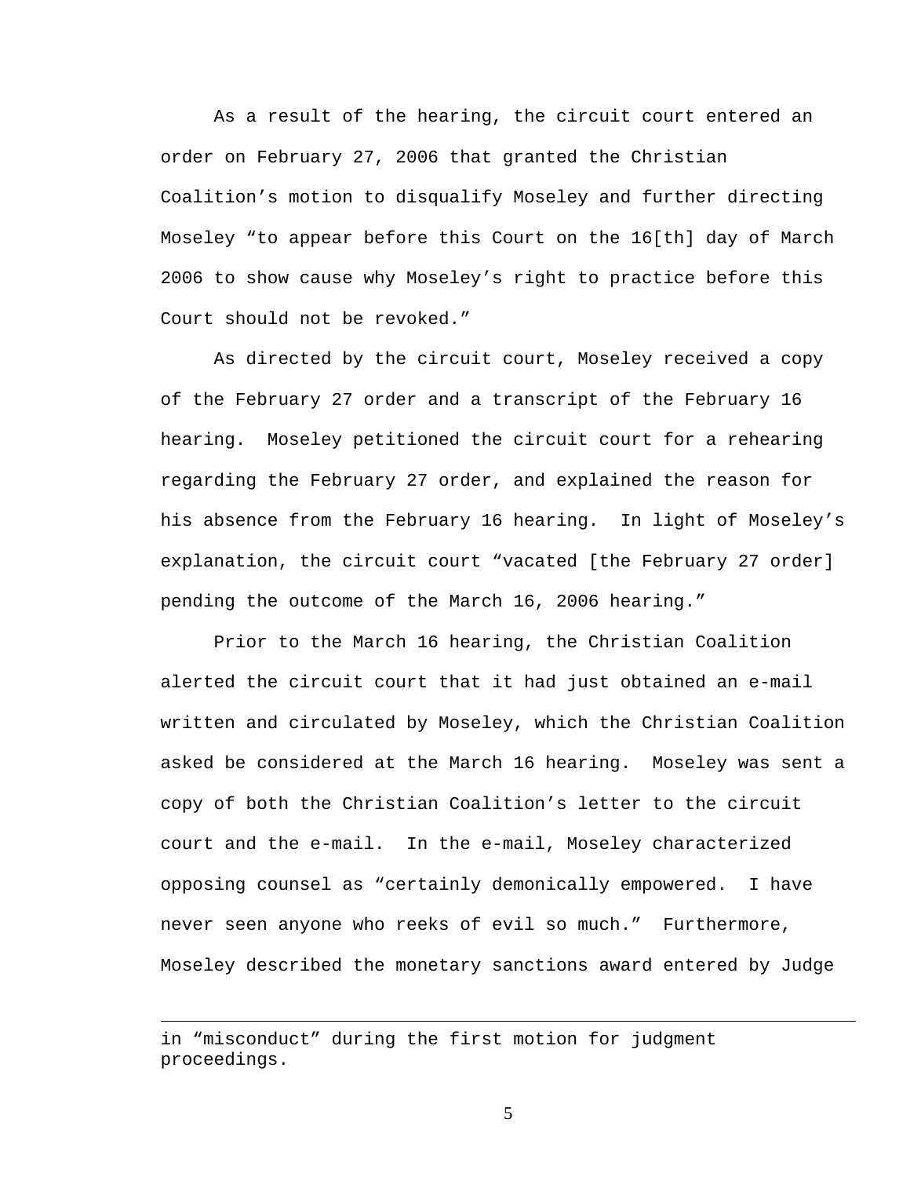As a result of the hearing, the circuit court entered an order on February 27, 2006 that granted the Christian Coalition's motion to disqualify Moseley and further directing Moseley "to appear before this Court on the 16[th] day of March 2006 to show cause why Moseley's right to practice before this Court should not be revoked."

As directed by the circuit court, Moseley received a copy of the February 27 order and a transcript of the February 16 hearing. Moseley petitioned the circuit court for a rehearing regarding the February 27 order, and explained the reason for his absence from the February 16 hearing. In light of Moseley's explanation, the circuit court "vacated [the February 27 order] pending the outcome of the March 16, 2006 hearing."

Prior to the March 16 hearing, the Christian Coalition alerted the circuit court that it had just obtained an e-mail written and circulated by Moseley, which the Christian Coalition asked be considered at the March 16 hearing. Moseley was sent a copy of both the Christian Coalition's letter to the circuit court and the e-mail. In the e-mail, Moseley characterized opposing counsel as "certainly demonically empowered. I have never seen anyone who reeks of evil so much." Furthermore, Moseley described the monetary sanctions award entered by Judge

---

in "misconduct" during the first motion for judgment proceedings.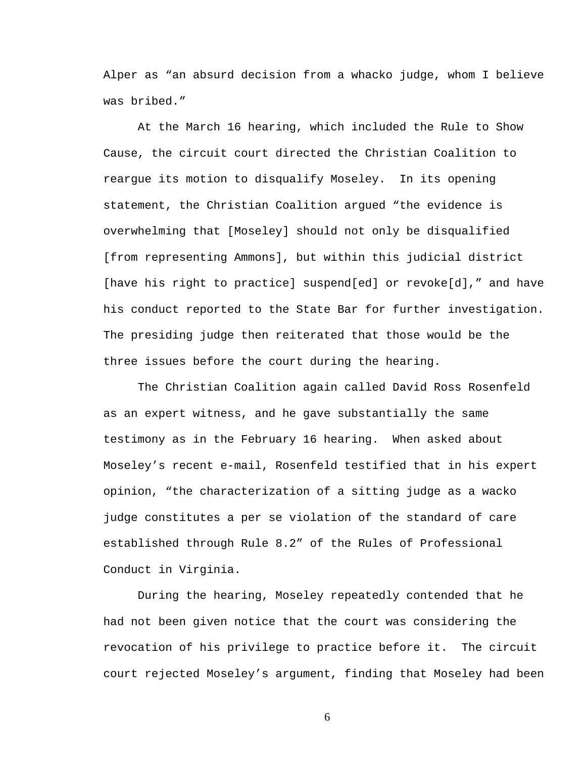Alper as "an absurd decision from a whacko judge, whom I believe was bribed."

At the March 16 hearing, which included the Rule to Show Cause, the circuit court directed the Christian Coalition to reargue its motion to disqualify Moseley. In its opening statement, the Christian Coalition argued "the evidence is overwhelming that [Moseley] should not only be disqualified [from representing Ammons], but within this judicial district [have his right to practice] suspend[ed] or revoke[d]," and have his conduct reported to the State Bar for further investigation. The presiding judge then reiterated that those would be the three issues before the court during the hearing.

The Christian Coalition again called David Ross Rosenfeld as an expert witness, and he gave substantially the same testimony as in the February 16 hearing. When asked about Moseley's recent e-mail, Rosenfeld testified that in his expert opinion, "the characterization of a sitting judge as a wacko judge constitutes a per se violation of the standard of care established through Rule 8.2" of the Rules of Professional Conduct in Virginia.

During the hearing, Moseley repeatedly contended that he had not been given notice that the court was considering the revocation of his privilege to practice before it. The circuit court rejected Moseley's argument, finding that Moseley had been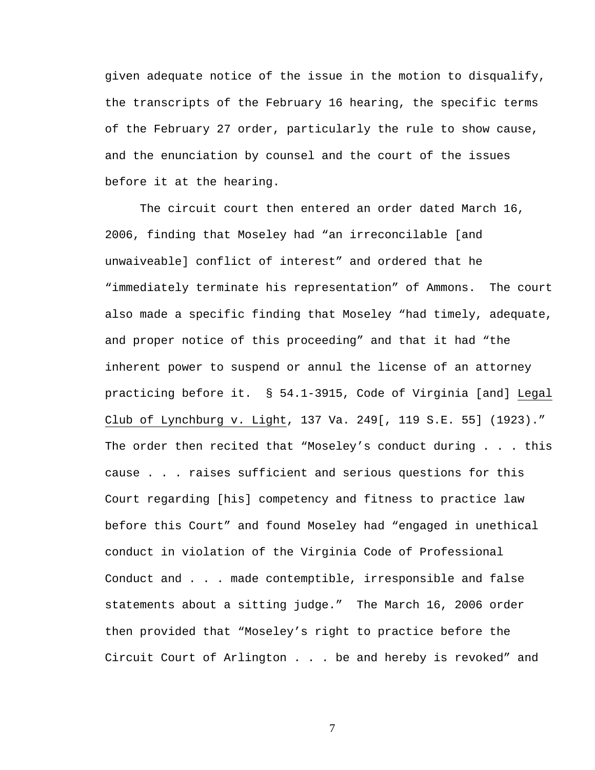given adequate notice of the issue in the motion to disqualify, the transcripts of the February 16 hearing, the specific terms of the February 27 order, particularly the rule to show cause, and the enunciation by counsel and the court of the issues before it at the hearing.

The circuit court then entered an order dated March 16, 2006, finding that Moseley had "an irreconcilable [and unwaiveable] conflict of interest" and ordered that he "immediately terminate his representation" of Ammons. The court also made a specific finding that Moseley "had timely, adequate, and proper notice of this proceeding" and that it had "the inherent power to suspend or annul the license of an attorney practicing before it. § 54.1-3915, Code of Virginia [and] Legal Club of Lynchburg v. Light, 137 Va. 249[, 119 S.E. 55] (1923)." The order then recited that "Moseley's conduct during . . . this cause . . . raises sufficient and serious questions for this Court regarding [his] competency and fitness to practice law before this Court" and found Moseley had "engaged in unethical conduct in violation of the Virginia Code of Professional Conduct and . . . made contemptible, irresponsible and false statements about a sitting judge." The March 16, 2006 order then provided that "Moseley's right to practice before the Circuit Court of Arlington . . . be and hereby is revoked" and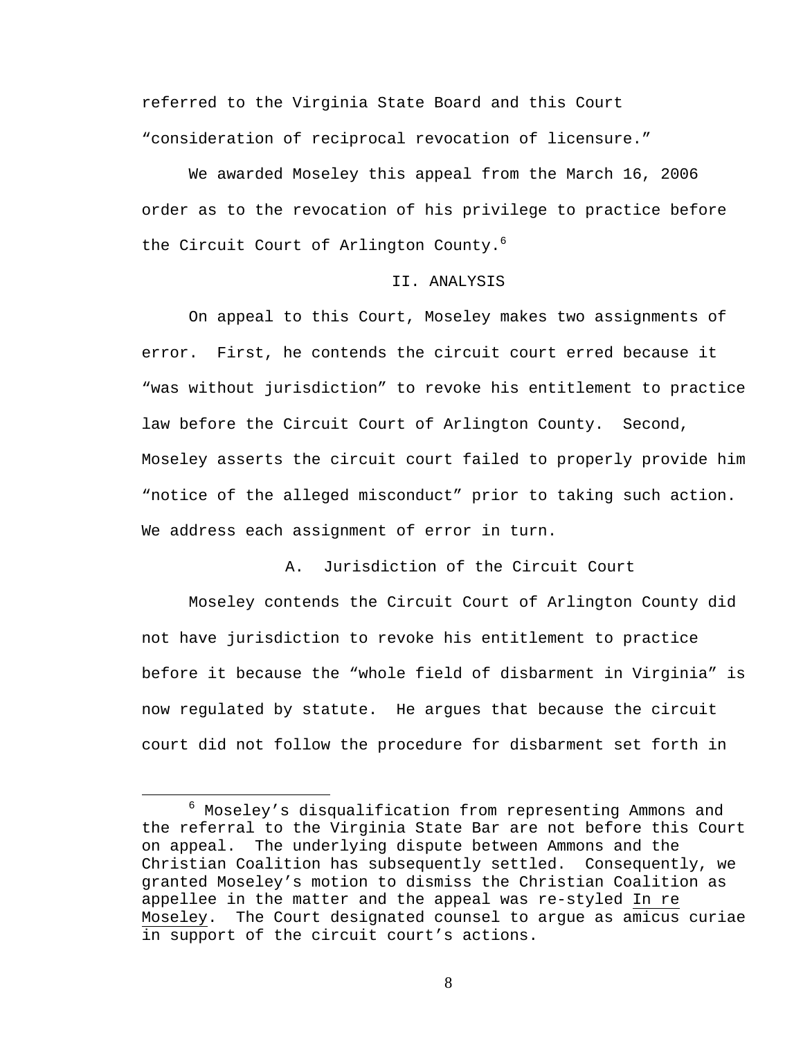referred to the Virginia State Board and this Court "consideration of reciprocal revocation of licensure."

We awarded Moseley this appeal from the March 16, 2006 order as to the revocation of his privilege to practice before the Circuit Court of Arlington County.[6]

## II. ANALYSIS

On appeal to this Court, Moseley makes two assignments of error. First, he contends the circuit court erred because it "was without jurisdiction" to revoke his entitlement to practice law before the Circuit Court of Arlington County. Second, Moseley asserts the circuit court failed to properly provide him "notice of the alleged misconduct" prior to taking such action. We address each assignment of error in turn.

### A. Jurisdiction of the Circuit Court

Moseley contends the Circuit Court of Arlington County did not have jurisdiction to revoke his entitlement to practice before it because the "whole field of disbarment in Virginia" is now regulated by statute. He argues that because the circuit court did not follow the procedure for disbarment set forth in

---

[6] Moseley's disqualification from representing Ammons and the referral to the Virginia State Bar are not before this Court on appeal. The underlying dispute between Ammons and the Christian Coalition has subsequently settled. Consequently, we granted Moseley's motion to dismiss the Christian Coalition as appellee in the matter and the appeal was re-styled In re Moseley. The Court designated counsel to argue as amicus curiae in support of the circuit court's actions.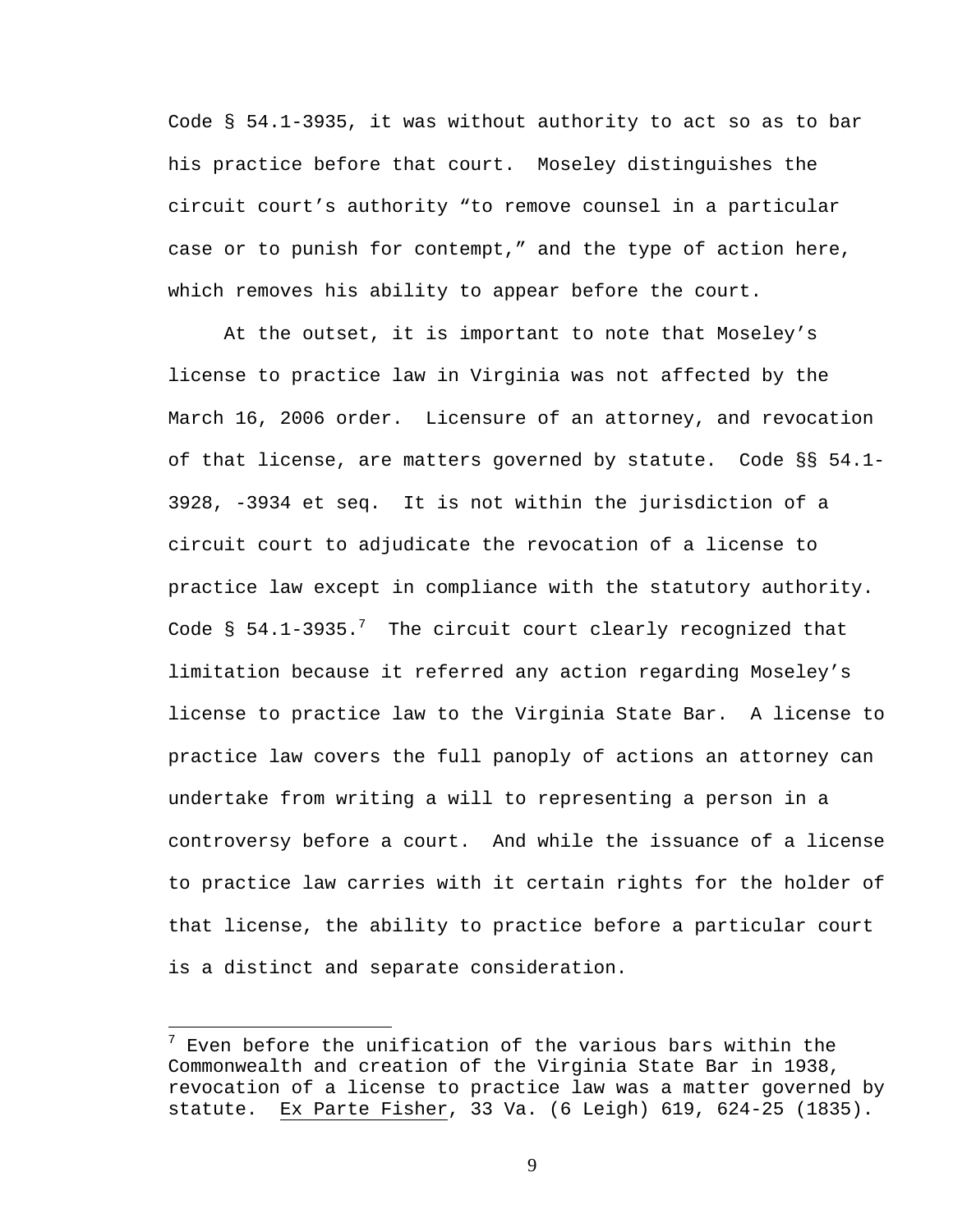Code § 54.1-3935, it was without authority to act so as to bar his practice before that court. Moseley distinguishes the circuit court's authority "to remove counsel in a particular case or to punish for contempt," and the type of action here, which removes his ability to appear before the court.

At the outset, it is important to note that Moseley's license to practice law in Virginia was not affected by the March 16, 2006 order. Licensure of an attorney, and revocation of that license, are matters governed by statute. Code §§ 54.1-3928, -3934 et seq. It is not within the jurisdiction of a circuit court to adjudicate the revocation of a license to practice law except in compliance with the statutory authority. Code § 54.1-3935.[7] The circuit court clearly recognized that limitation because it referred any action regarding Moseley's license to practice law to the Virginia State Bar. A license to practice law covers the full panoply of actions an attorney can undertake from writing a will to representing a person in a controversy before a court. And while the issuance of a license to practice law carries with it certain rights for the holder of that license, the ability to practice before a particular court is a distinct and separate consideration.

---

[7] Even before the unification of the various bars within the Commonwealth and creation of the Virginia State Bar in 1938, revocation of a license to practice law was a matter governed by statute. Ex Parte Fisher, 33 Va. (6 Leigh) 619, 624-25 (1835).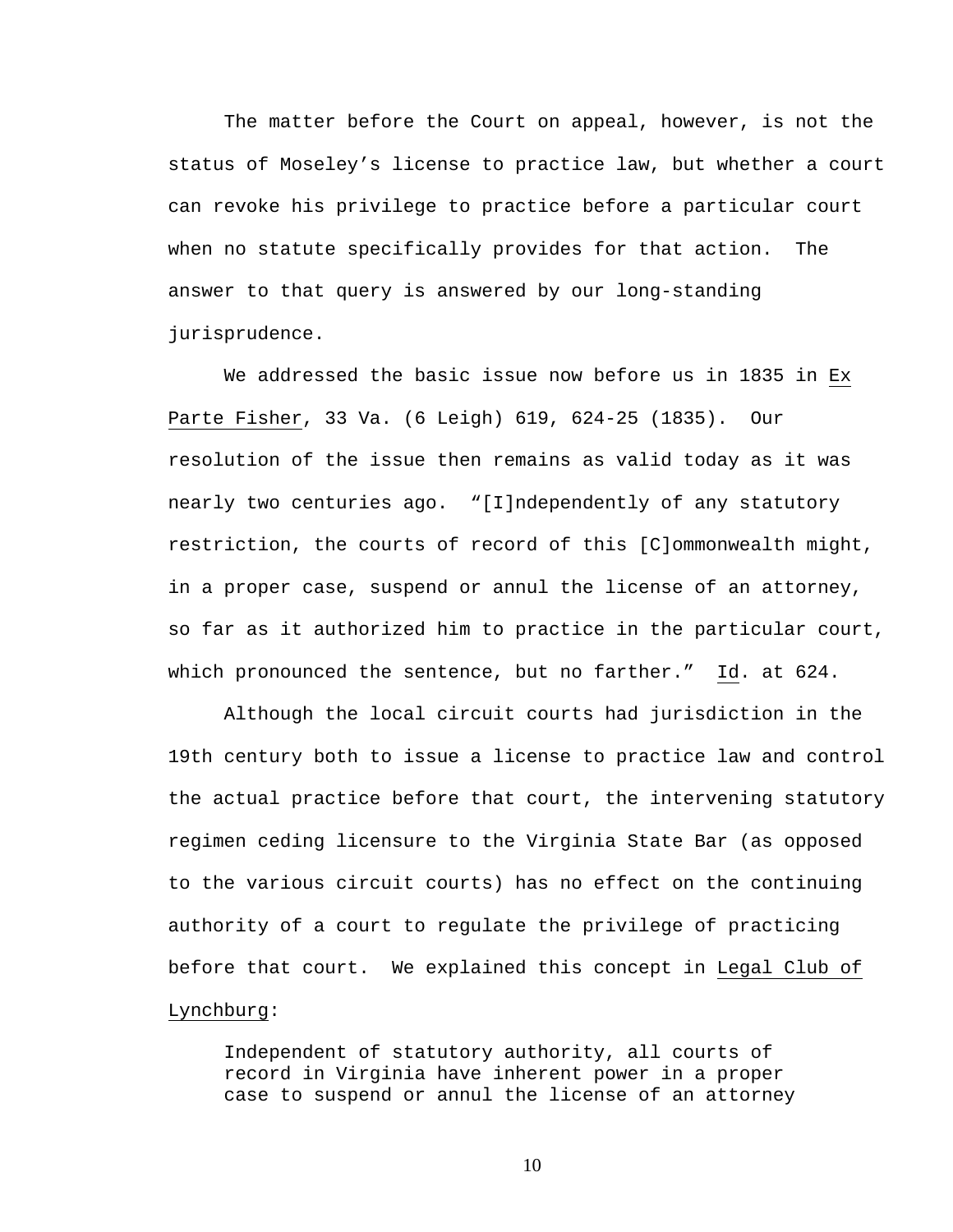The matter before the Court on appeal, however, is not the status of Moseley's license to practice law, but whether a court can revoke his privilege to practice before a particular court when no statute specifically provides for that action. The answer to that query is answered by our long-standing jurisprudence.

We addressed the basic issue now before us in 1835 in Ex Parte Fisher, 33 Va. (6 Leigh) 619, 624-25 (1835). Our resolution of the issue then remains as valid today as it was nearly two centuries ago. "[I]ndependently of any statutory restriction, the courts of record of this [C]ommonwealth might, in a proper case, suspend or annul the license of an attorney, so far as it authorized him to practice in the particular court, which pronounced the sentence, but no farther." Id. at 624.

Although the local circuit courts had jurisdiction in the 19th century both to issue a license to practice law and control the actual practice before that court, the intervening statutory regimen ceding licensure to the Virginia State Bar (as opposed to the various circuit courts) has no effect on the continuing authority of a court to regulate the privilege of practicing before that court. We explained this concept in Legal Club of Lynchburg:

> Independent of statutory authority, all courts of record in Virginia have inherent power in a proper case to suspend or annul the license of an attorney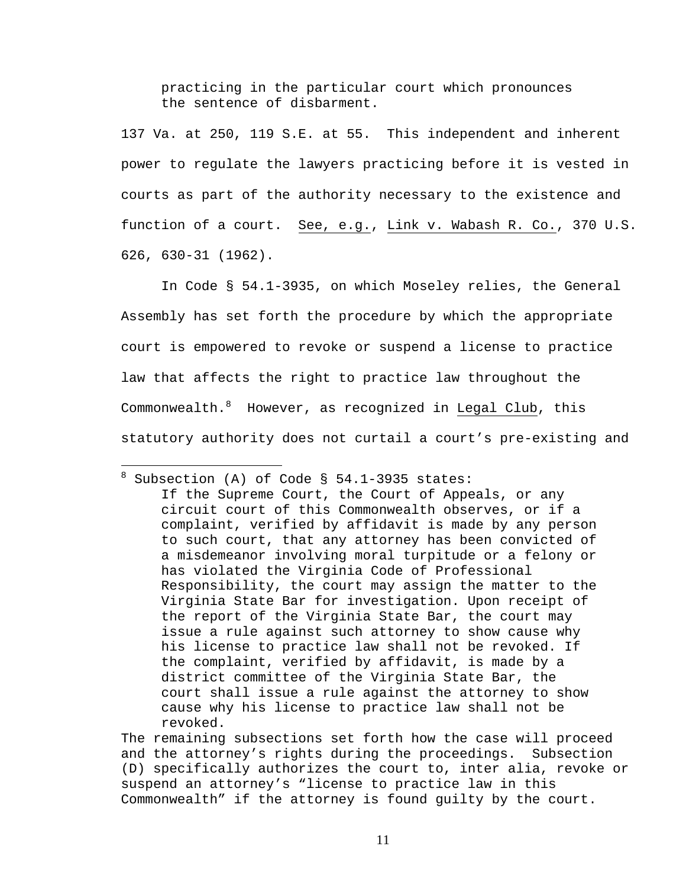> practicing in the particular court which pronounces the sentence of disbarment.

137 Va. at 250, 119 S.E. at 55. This independent and inherent power to regulate the lawyers practicing before it is vested in courts as part of the authority necessary to the existence and function of a court. *See, e.g.*, *Link v. Wabash R. Co.*, 370 U.S. 626, 630-31 (1962).

In Code § 54.1-3935, on which Moseley relies, the General Assembly has set forth the procedure by which the appropriate court is empowered to revoke or suspend a license to practice law that affects the right to practice law throughout the Commonwealth.[8] However, as recognized in *Legal Club*, this statutory authority does not curtail a court's pre-existing and

---

[8] Subsection (A) of Code § 54.1-3935 states:

> If the Supreme Court, the Court of Appeals, or any circuit court of this Commonwealth observes, or if a complaint, verified by affidavit is made by any person to such court, that any attorney has been convicted of a misdemeanor involving moral turpitude or a felony or has violated the Virginia Code of Professional Responsibility, the court may assign the matter to the Virginia State Bar for investigation. Upon receipt of the report of the Virginia State Bar, the court may issue a rule against such attorney to show cause why his license to practice law shall not be revoked. If the complaint, verified by affidavit, is made by a district committee of the Virginia State Bar, the court shall issue a rule against the attorney to show cause why his license to practice law shall not be revoked.

The remaining subsections set forth how the case will proceed and the attorney's rights during the proceedings. Subsection (D) specifically authorizes the court to, inter alia, revoke or suspend an attorney's "license to practice law in this Commonwealth" if the attorney is found guilty by the court.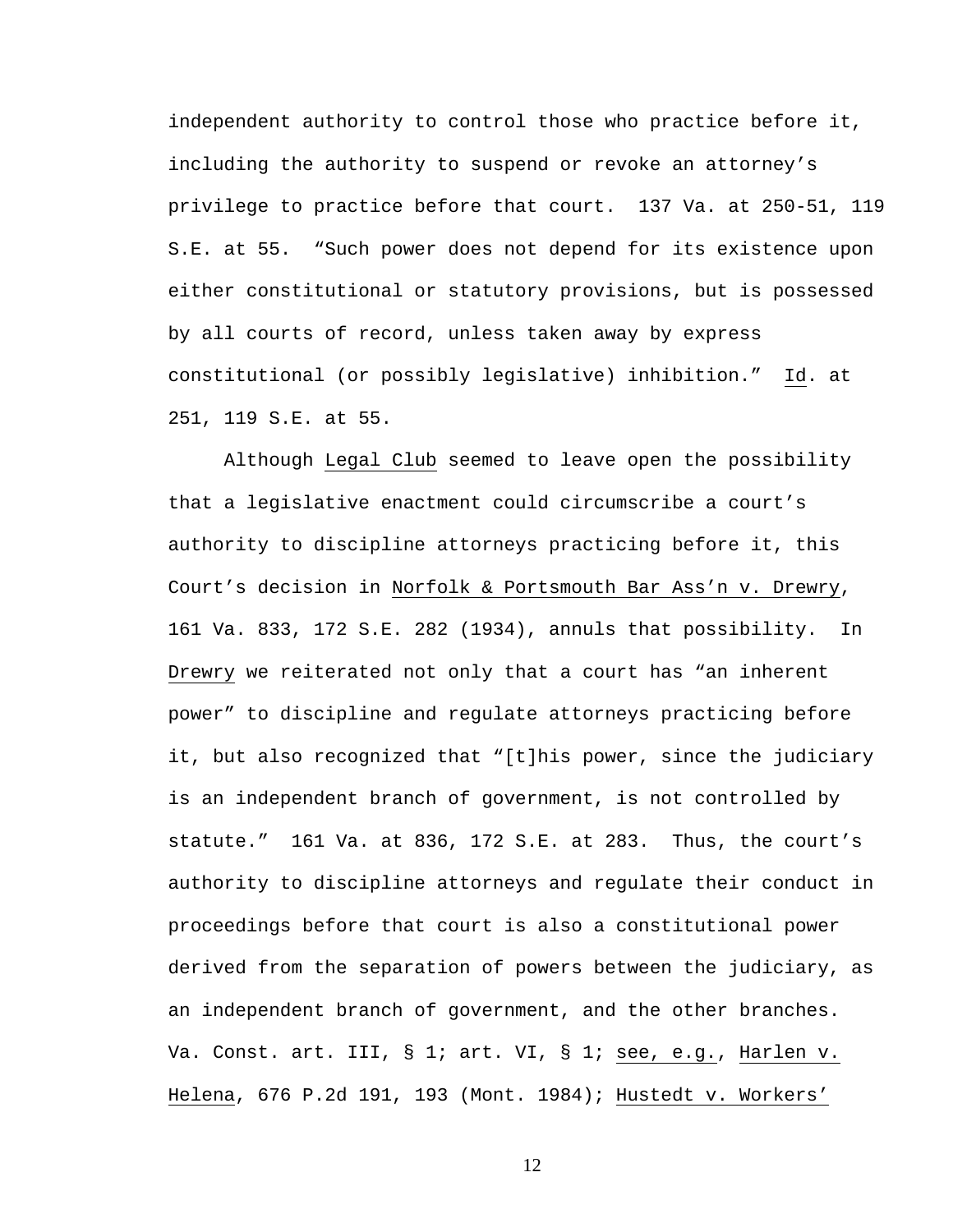independent authority to control those who practice before it, including the authority to suspend or revoke an attorney's privilege to practice before that court. 137 Va. at 250-51, 119 S.E. at 55. "Such power does not depend for its existence upon either constitutional or statutory provisions, but is possessed by all courts of record, unless taken away by express constitutional (or possibly legislative) inhibition." Id. at 251, 119 S.E. at 55.

Although Legal Club seemed to leave open the possibility that a legislative enactment could circumscribe a court's authority to discipline attorneys practicing before it, this Court's decision in Norfolk & Portsmouth Bar Ass'n v. Drewry, 161 Va. 833, 172 S.E. 282 (1934), annuls that possibility. In Drewry we reiterated not only that a court has "an inherent power" to discipline and regulate attorneys practicing before it, but also recognized that "[t]his power, since the judiciary is an independent branch of government, is not controlled by statute." 161 Va. at 836, 172 S.E. at 283. Thus, the court's authority to discipline attorneys and regulate their conduct in proceedings before that court is also a constitutional power derived from the separation of powers between the judiciary, as an independent branch of government, and the other branches. Va. Const. art. III, § 1; art. VI, § 1; see, e.g., Harlen v. Helena, 676 P.2d 191, 193 (Mont. 1984); Hustedt v. Workers'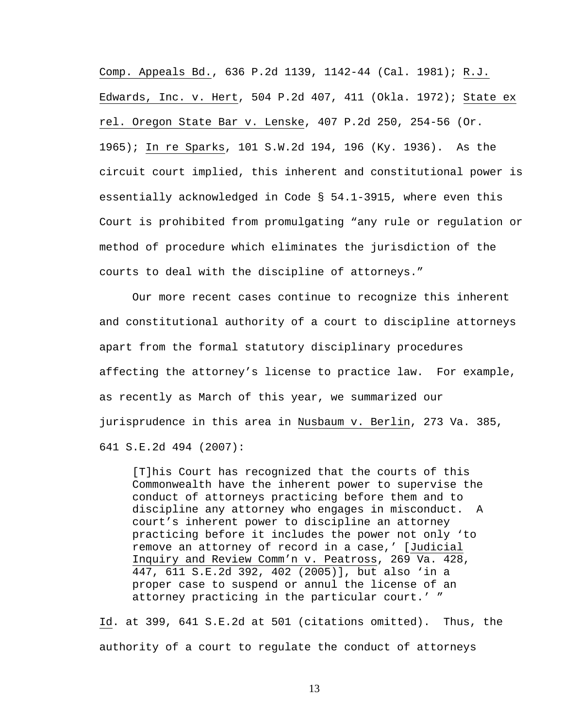Comp. Appeals Bd., 636 P.2d 1139, 1142-44 (Cal. 1981); R.J. Edwards, Inc. v. Hert, 504 P.2d 407, 411 (Okla. 1972); State ex rel. Oregon State Bar v. Lenske, 407 P.2d 250, 254-56 (Or. 1965); In re Sparks, 101 S.W.2d 194, 196 (Ky. 1936). As the circuit court implied, this inherent and constitutional power is essentially acknowledged in Code § 54.1-3915, where even this Court is prohibited from promulgating "any rule or regulation or method of procedure which eliminates the jurisdiction of the courts to deal with the discipline of attorneys."

Our more recent cases continue to recognize this inherent and constitutional authority of a court to discipline attorneys apart from the formal statutory disciplinary procedures affecting the attorney's license to practice law. For example, as recently as March of this year, we summarized our jurisprudence in this area in Nusbaum v. Berlin, 273 Va. 385, 641 S.E.2d 494 (2007):

> [T]his Court has recognized that the courts of this Commonwealth have the inherent power to supervise the conduct of attorneys practicing before them and to discipline any attorney who engages in misconduct. A court's inherent power to discipline an attorney practicing before it includes the power not only 'to remove an attorney of record in a case,' [Judicial Inquiry and Review Comm'n v. Peatross, 269 Va. 428, 447, 611 S.E.2d 392, 402 (2005)], but also 'in a proper case to suspend or annul the license of an attorney practicing in the particular court.' "

Id. at 399, 641 S.E.2d at 501 (citations omitted). Thus, the authority of a court to regulate the conduct of attorneys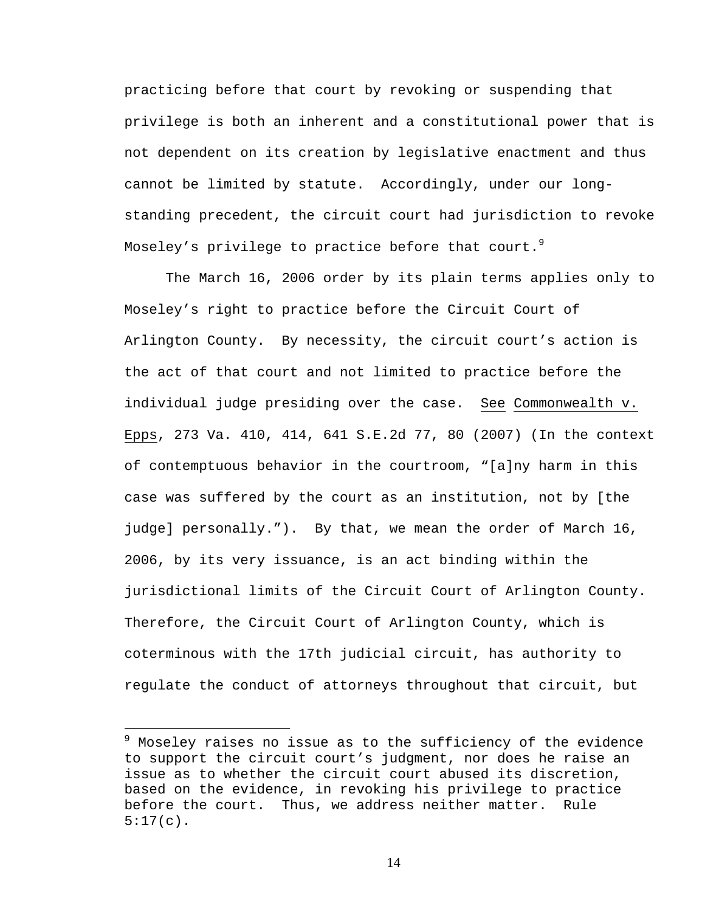practicing before that court by revoking or suspending that privilege is both an inherent and a constitutional power that is not dependent on its creation by legislative enactment and thus cannot be limited by statute. Accordingly, under our long-standing precedent, the circuit court had jurisdiction to revoke Moseley's privilege to practice before that court.[9]

The March 16, 2006 order by its plain terms applies only to Moseley's right to practice before the Circuit Court of Arlington County. By necessity, the circuit court's action is the act of that court and not limited to practice before the individual judge presiding over the case. See Commonwealth v. Epps, 273 Va. 410, 414, 641 S.E.2d 77, 80 (2007) (In the context of contemptuous behavior in the courtroom, "[a]ny harm in this case was suffered by the court as an institution, not by [the judge] personally."). By that, we mean the order of March 16, 2006, by its very issuance, is an act binding within the jurisdictional limits of the Circuit Court of Arlington County. Therefore, the Circuit Court of Arlington County, which is coterminous with the 17th judicial circuit, has authority to regulate the conduct of attorneys throughout that circuit, but

---

[9] Moseley raises no issue as to the sufficiency of the evidence to support the circuit court's judgment, nor does he raise an issue as to whether the circuit court abused its discretion, based on the evidence, in revoking his privilege to practice before the court. Thus, we address neither matter. Rule 5:17(c).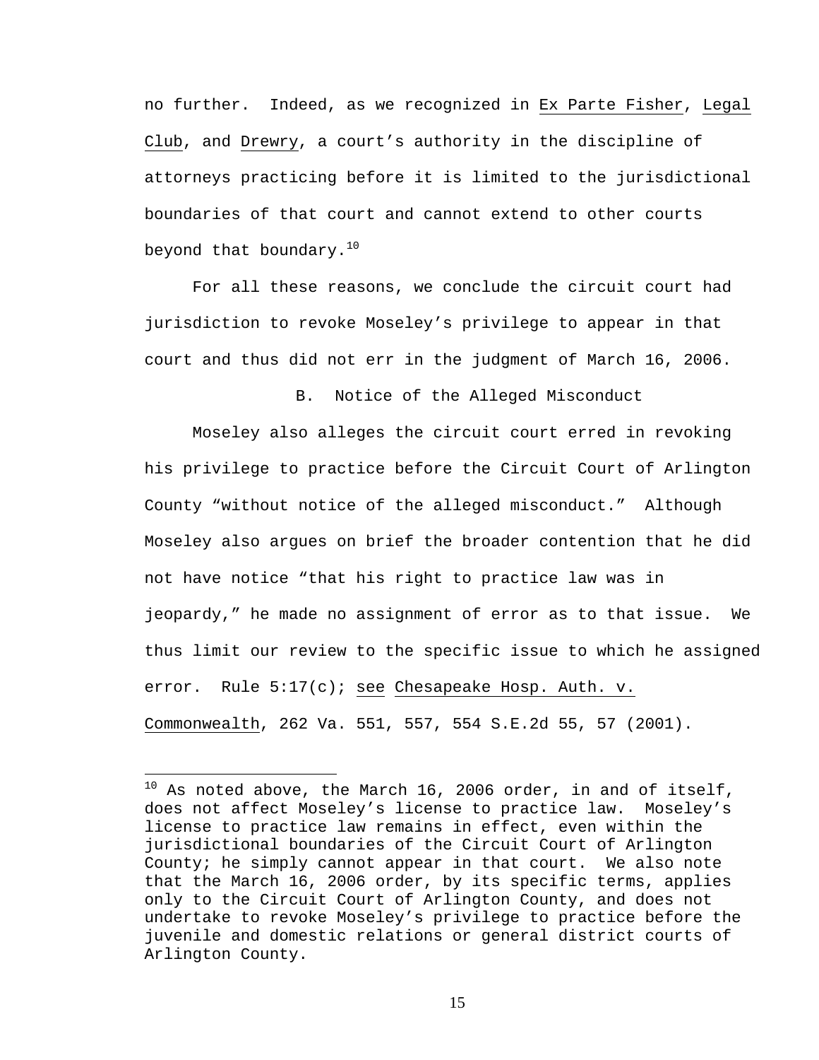no further. Indeed, as we recognized in Ex Parte Fisher, Legal Club, and Drewry, a court's authority in the discipline of attorneys practicing before it is limited to the jurisdictional boundaries of that court and cannot extend to other courts beyond that boundary.[10]

For all these reasons, we conclude the circuit court had jurisdiction to revoke Moseley's privilege to appear in that court and thus did not err in the judgment of March 16, 2006.

### B. Notice of the Alleged Misconduct

Moseley also alleges the circuit court erred in revoking his privilege to practice before the Circuit Court of Arlington County "without notice of the alleged misconduct." Although Moseley also argues on brief the broader contention that he did not have notice "that his right to practice law was in jeopardy," he made no assignment of error as to that issue. We thus limit our review to the specific issue to which he assigned error. Rule 5:17(c); see Chesapeake Hosp. Auth. v. Commonwealth, 262 Va. 551, 557, 554 S.E.2d 55, 57 (2001).

---

[10] As noted above, the March 16, 2006 order, in and of itself, does not affect Moseley's license to practice law. Moseley's license to practice law remains in effect, even within the jurisdictional boundaries of the Circuit Court of Arlington County; he simply cannot appear in that court. We also note that the March 16, 2006 order, by its specific terms, applies only to the Circuit Court of Arlington County, and does not undertake to revoke Moseley's privilege to practice before the juvenile and domestic relations or general district courts of Arlington County.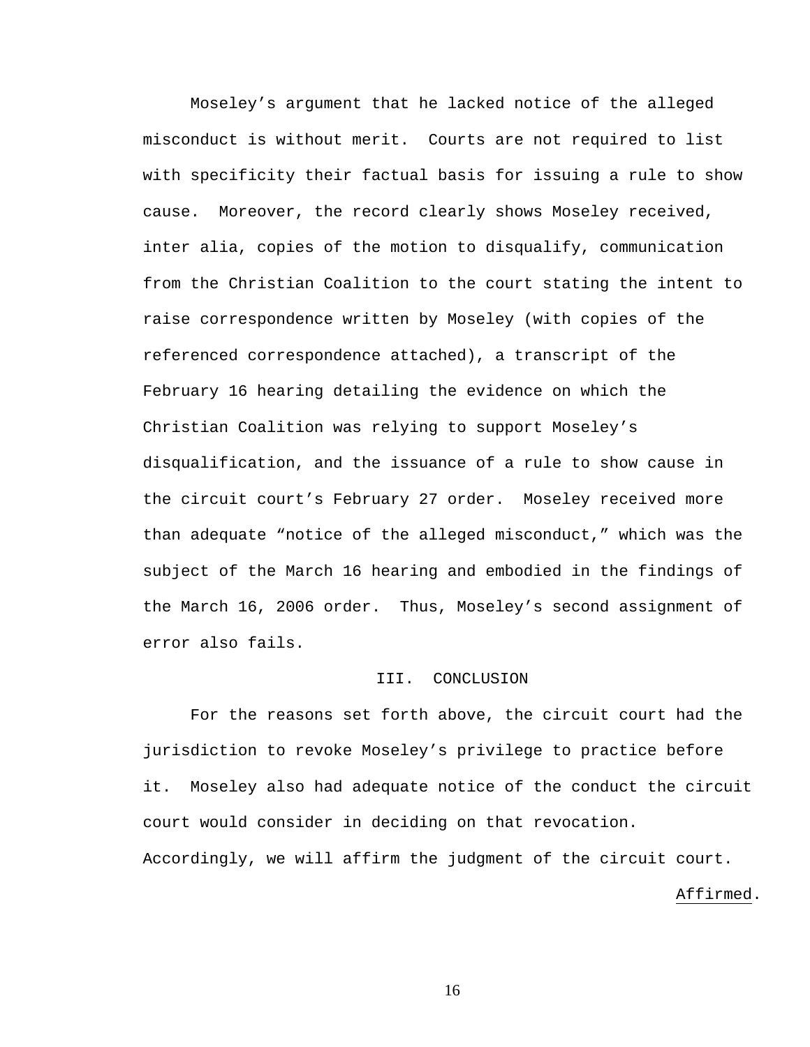Moseley's argument that he lacked notice of the alleged misconduct is without merit. Courts are not required to list with specificity their factual basis for issuing a rule to show cause. Moreover, the record clearly shows Moseley received, inter alia, copies of the motion to disqualify, communication from the Christian Coalition to the court stating the intent to raise correspondence written by Moseley (with copies of the referenced correspondence attached), a transcript of the February 16 hearing detailing the evidence on which the Christian Coalition was relying to support Moseley's disqualification, and the issuance of a rule to show cause in the circuit court's February 27 order. Moseley received more than adequate "notice of the alleged misconduct," which was the subject of the March 16 hearing and embodied in the findings of the March 16, 2006 order. Thus, Moseley's second assignment of error also fails.

## III. CONCLUSION

For the reasons set forth above, the circuit court had the jurisdiction to revoke Moseley's privilege to practice before it. Moseley also had adequate notice of the conduct the circuit court would consider in deciding on that revocation. Accordingly, we will affirm the judgment of the circuit court.

Affirmed.